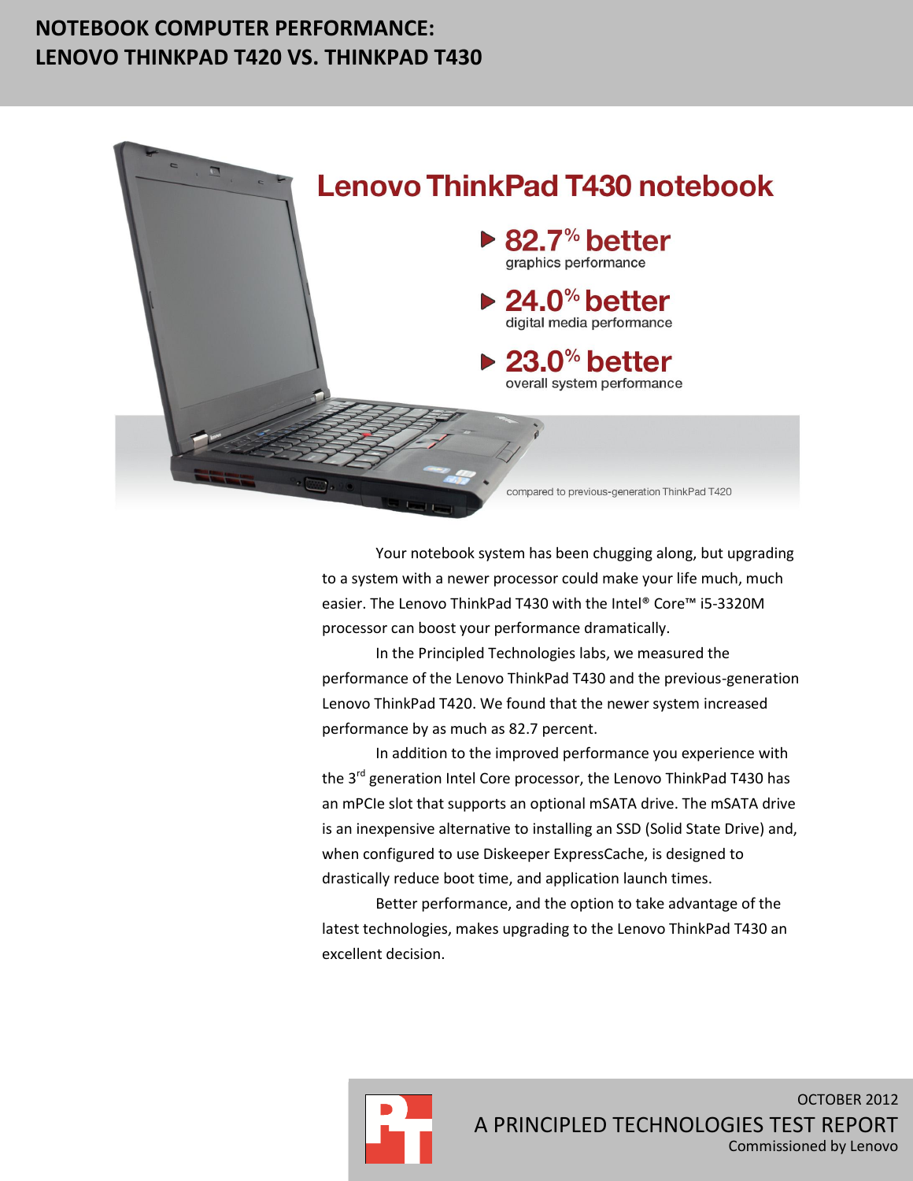# NOTEBOOK COMPUTER PERFORMANCE: LENOVO THINKPAD T420 VS. THINKPAD T430

## Lenovo ThinkPad T430 notebook

- **82.7% better** graphics performance
- **24.0% better** digital media performance
- **23.0% better** overall system performance

compared to previous-generation ThinkPad T420

Your notebook system has been chugging along, but upgrading to a system with a newer processor could make your life much, much easier. The Lenovo ThinkPad T430 with the Intel® Core™ i5-3320M processor can boost your performance dramatically.

In the Principled Technologies labs, we measured the performance of the Lenovo ThinkPad T430 and the previous-generation Lenovo ThinkPad T420. We found that the newer system increased performance by as much as 82.7 percent.

In addition to the improved performance you experience with the 3rd generation Intel Core processor, the Lenovo ThinkPad T430 has an mPCIe slot that supports an optional mSATA drive. The mSATA drive is an inexpensive alternative to installing an SSD (Solid State Drive) and, when configured to use Diskeeper ExpressCache, is designed to drastically reduce boot time, and application launch times.

Better performance, and the option to take advantage of the latest technologies, makes upgrading to the Lenovo ThinkPad T430 an excellent decision.

OCTOBER 2012

A PRINCIPLED TECHNOLOGIES TEST REPORT

Commissioned by Lenovo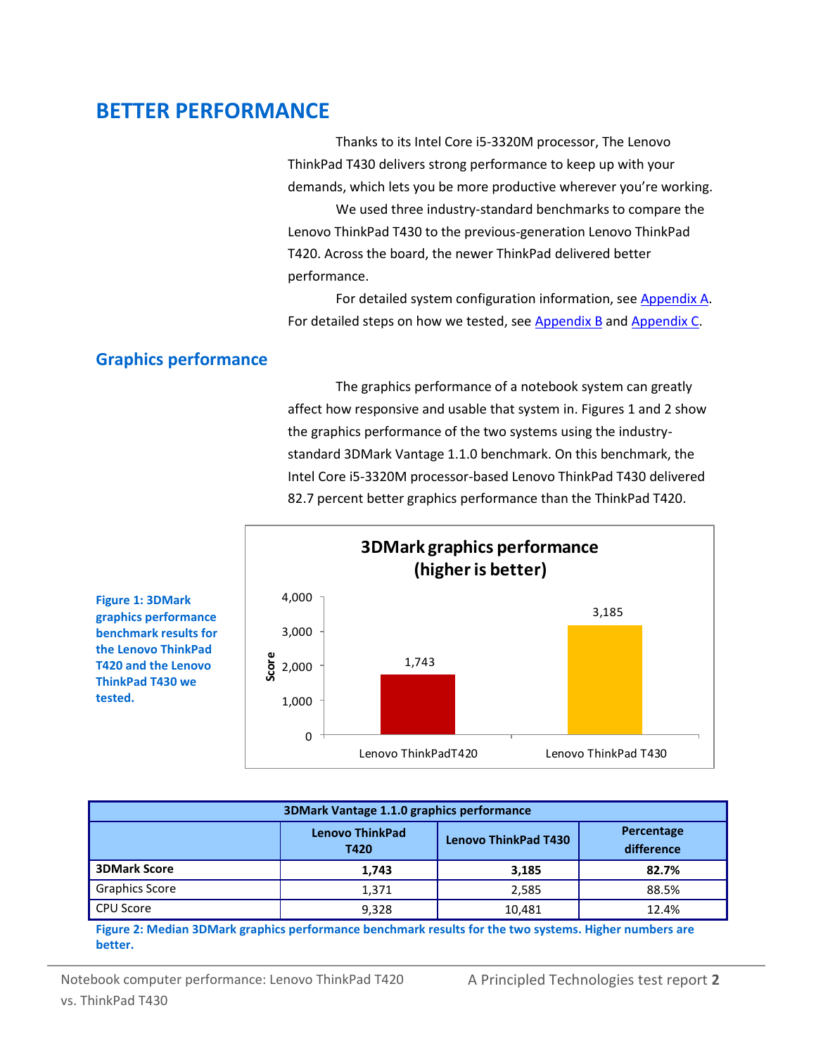# BETTER PERFORMANCE

Thanks to its Intel Core i5-3320M processor, The Lenovo ThinkPad T430 delivers strong performance to keep up with your demands, which lets you be more productive wherever you're working.

We used three industry-standard benchmarks to compare the Lenovo ThinkPad T430 to the previous-generation Lenovo ThinkPad T420. Across the board, the newer ThinkPad delivered better performance.

For detailed system configuration information, see Appendix A. For detailed steps on how we tested, see Appendix B and Appendix C.

## Graphics performance

The graphics performance of a notebook system can greatly affect how responsive and usable that system in. Figures 1 and 2 show the graphics performance of the two systems using the industry-standard 3DMark Vantage 1.1.0 benchmark. On this benchmark, the Intel Core i5-3320M processor-based Lenovo ThinkPad T430 delivered 82.7 percent better graphics performance than the ThinkPad T420.

**3DMark graphics performance (higher is better)**

| | Score |
|---|---|
| Lenovo ThinkPadT420 | 1,743 |
| Lenovo ThinkPad T430 | 3,185 |

**Figure 1: 3DMark graphics performance benchmark results for the Lenovo ThinkPad T420 and the Lenovo ThinkPad T430 we tested.**

| 3DMark Vantage 1.1.0 graphics performance | | | |
|---|---|---|---|
| | Lenovo ThinkPad T420 | Lenovo ThinkPad T430 | Percentage difference |
| **3DMark Score** | **1,743** | **3,185** | **82.7%** |
| Graphics Score | 1,371 | 2,585 | 88.5% |
| CPU Score | 9,328 | 10,481 | 12.4% |

**Figure 2: Median 3DMark graphics performance benchmark results for the two systems. Higher numbers are better.**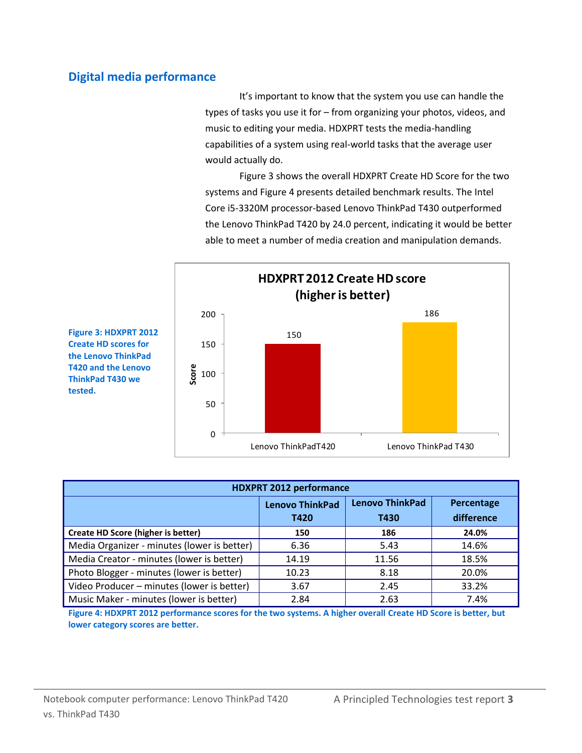## Digital media performance

It's important to know that the system you use can handle the types of tasks you use it for – from organizing your photos, videos, and music to editing your media. HDXPRT tests the media-handling capabilities of a system using real-world tasks that the average user would actually do.

Figure 3 shows the overall HDXPRT Create HD Score for the two systems and Figure 4 presents detailed benchmark results. The Intel Core i5-3320M processor-based Lenovo ThinkPad T430 outperformed the Lenovo ThinkPad T420 by 24.0 percent, indicating it would be better able to meet a number of media creation and manipulation demands.

**HDXPRT 2012 Create HD score (higher is better)**

| | Score |
|---|---|
| Lenovo ThinkPadT420 | 150 |
| Lenovo ThinkPad T430 | 186 |

**Figure 3: HDXPRT 2012 Create HD scores for the Lenovo ThinkPad T420 and the Lenovo ThinkPad T430 we tested.**

| HDXPRT 2012 performance | | | |
|---|---|---|---|
| | Lenovo ThinkPad T420 | Lenovo ThinkPad T430 | Percentage difference |
| **Create HD Score (higher is better)** | **150** | **186** | **24.0%** |
| Media Organizer - minutes (lower is better) | 6.36 | 5.43 | 14.6% |
| Media Creator - minutes (lower is better) | 14.19 | 11.56 | 18.5% |
| Photo Blogger - minutes (lower is better) | 10.23 | 8.18 | 20.0% |
| Video Producer – minutes (lower is better) | 3.67 | 2.45 | 33.2% |
| Music Maker - minutes (lower is better) | 2.84 | 2.63 | 7.4% |

**Figure 4: HDXPRT 2012 performance scores for the two systems. A higher overall Create HD Score is better, but lower category scores are better.**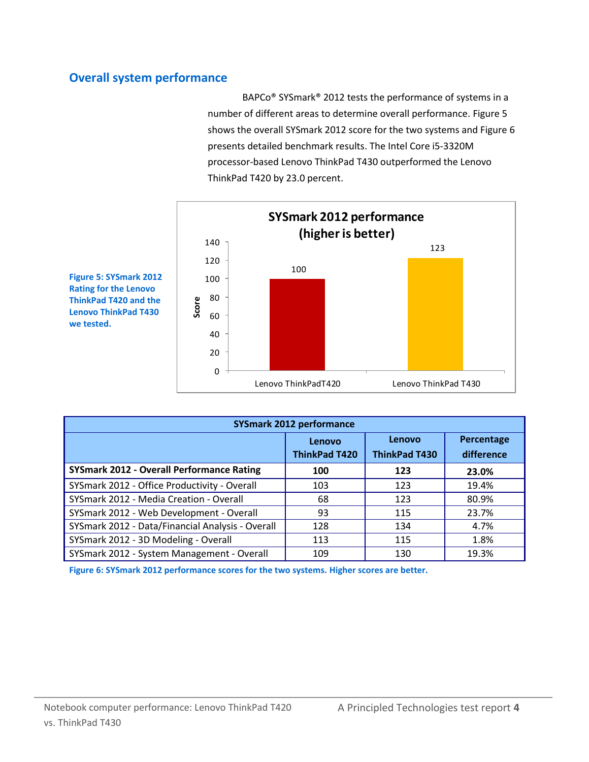## Overall system performance

BAPCo® SYSmark® 2012 tests the performance of systems in a number of different areas to determine overall performance. Figure 5 shows the overall SYSmark 2012 score for the two systems and Figure 6 presents detailed benchmark results. The Intel Core i5-3320M processor-based Lenovo ThinkPad T430 outperformed the Lenovo ThinkPad T420 by 23.0 percent.

**SYSmark 2012 performance (higher is better)**

| | Score |
|---|---|
| Lenovo ThinkPadT420 | 100 |
| Lenovo ThinkPad T430 | 123 |

**Figure 5: SYSmark 2012 Rating for the Lenovo ThinkPad T420 and the Lenovo ThinkPad T430 we tested.**

| SYSmark 2012 performance | Lenovo ThinkPad T420 | Lenovo ThinkPad T430 | Percentage difference |
|---|---|---|---|
| **SYSmark 2012 - Overall Performance Rating** | **100** | **123** | **23.0%** |
| SYSmark 2012 - Office Productivity - Overall | 103 | 123 | 19.4% |
| SYSmark 2012 - Media Creation - Overall | 68 | 123 | 80.9% |
| SYSmark 2012 - Web Development - Overall | 93 | 115 | 23.7% |
| SYSmark 2012 - Data/Financial Analysis - Overall | 128 | 134 | 4.7% |
| SYSmark 2012 - 3D Modeling - Overall | 113 | 115 | 1.8% |
| SYSmark 2012 - System Management - Overall | 109 | 130 | 19.3% |

**Figure 6: SYSmark 2012 performance scores for the two systems. Higher scores are better.**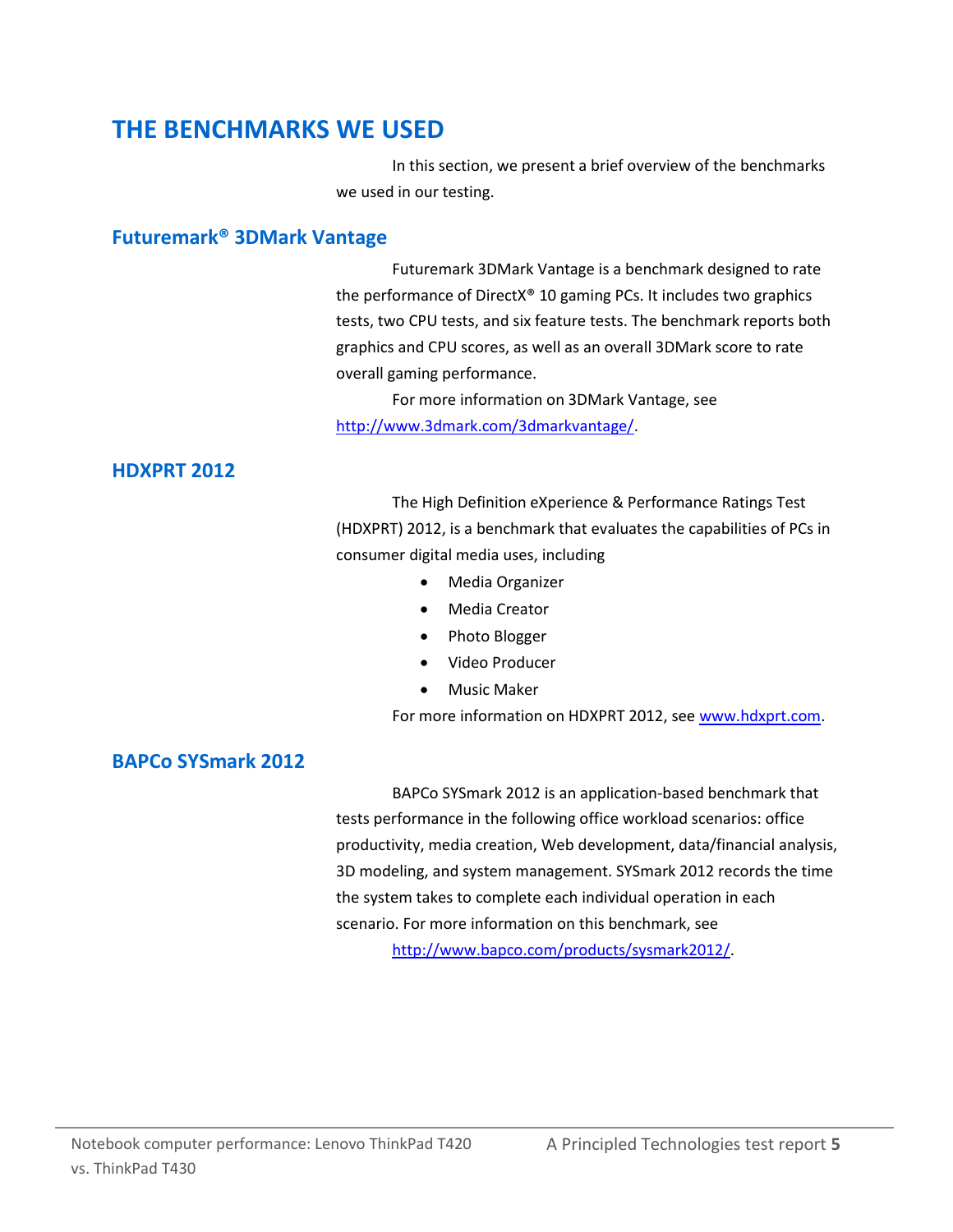# THE BENCHMARKS WE USED

In this section, we present a brief overview of the benchmarks we used in our testing.

## Futuremark® 3DMark Vantage

Futuremark 3DMark Vantage is a benchmark designed to rate the performance of DirectX® 10 gaming PCs. It includes two graphics tests, two CPU tests, and six feature tests. The benchmark reports both graphics and CPU scores, as well as an overall 3DMark score to rate overall gaming performance.

For more information on 3DMark Vantage, see http://www.3dmark.com/3dmarkvantage/.

## HDXPRT 2012

The High Definition eXperience & Performance Ratings Test (HDXPRT) 2012, is a benchmark that evaluates the capabilities of PCs in consumer digital media uses, including

- Media Organizer
- Media Creator
- Photo Blogger
- Video Producer
- Music Maker

For more information on HDXPRT 2012, see www.hdxprt.com.

## BAPCo SYSmark 2012

BAPCo SYSmark 2012 is an application-based benchmark that tests performance in the following office workload scenarios: office productivity, media creation, Web development, data/financial analysis, 3D modeling, and system management. SYSmark 2012 records the time the system takes to complete each individual operation in each scenario. For more information on this benchmark, see http://www.bapco.com/products/sysmark2012/.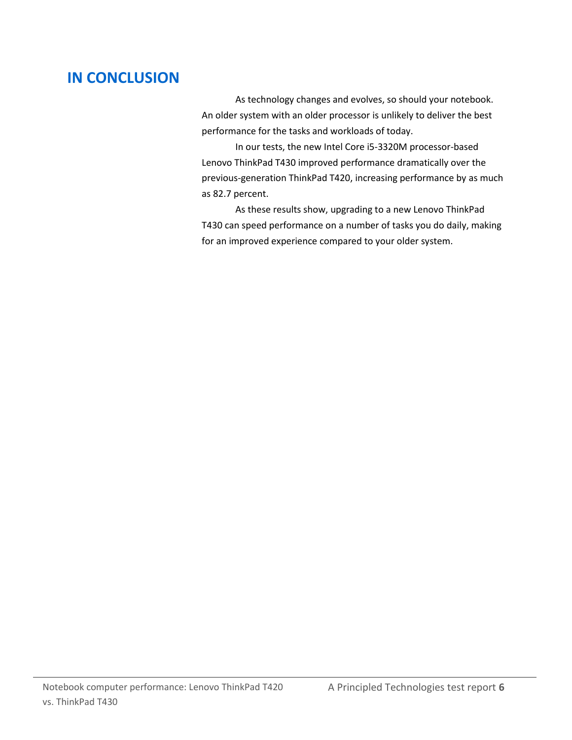## IN CONCLUSION

As technology changes and evolves, so should your notebook. An older system with an older processor is unlikely to deliver the best performance for the tasks and workloads of today.

In our tests, the new Intel Core i5-3320M processor-based Lenovo ThinkPad T430 improved performance dramatically over the previous-generation ThinkPad T420, increasing performance by as much as 82.7 percent.

As these results show, upgrading to a new Lenovo ThinkPad T430 can speed performance on a number of tasks you do daily, making for an improved experience compared to your older system.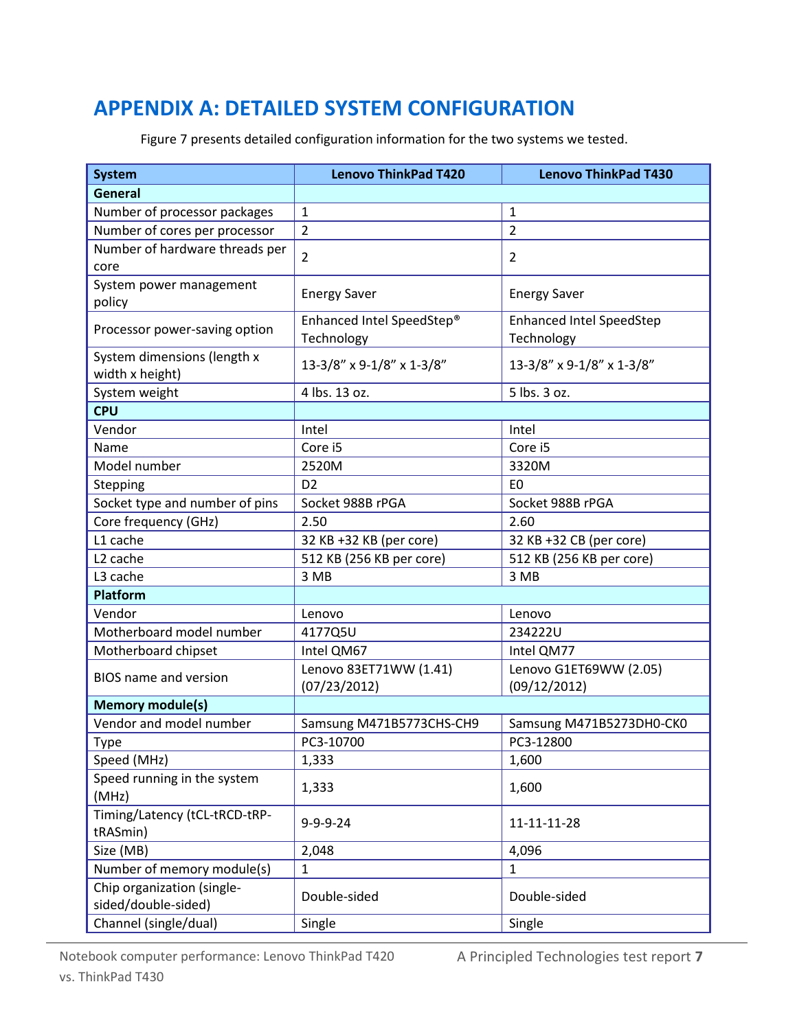# APPENDIX A: DETAILED SYSTEM CONFIGURATION

Figure 7 presents detailed configuration information for the two systems we tested.

| System | Lenovo ThinkPad T420 | Lenovo ThinkPad T430 |
|---|---|---|
| **General** | | |
| Number of processor packages | 1 | 1 |
| Number of cores per processor | 2 | 2 |
| Number of hardware threads per core | 2 | 2 |
| System power management policy | Energy Saver | Energy Saver |
| Processor power-saving option | Enhanced Intel SpeedStep® Technology | Enhanced Intel SpeedStep Technology |
| System dimensions (length x width x height) | 13-3/8” x 9-1/8” x 1-3/8” | 13-3/8” x 9-1/8” x 1-3/8” |
| System weight | 4 lbs. 13 oz. | 5 lbs. 3 oz. |
| **CPU** | | |
| Vendor | Intel | Intel |
| Name | Core i5 | Core i5 |
| Model number | 2520M | 3320M |
| Stepping | D2 | E0 |
| Socket type and number of pins | Socket 988B rPGA | Socket 988B rPGA |
| Core frequency (GHz) | 2.50 | 2.60 |
| L1 cache | 32 KB +32 KB (per core) | 32 KB +32 CB (per core) |
| L2 cache | 512 KB (256 KB per core) | 512 KB (256 KB per core) |
| L3 cache | 3 MB | 3 MB |
| **Platform** | | |
| Vendor | Lenovo | Lenovo |
| Motherboard model number | 4177Q5U | 234222U |
| Motherboard chipset | Intel QM67 | Intel QM77 |
| BIOS name and version | Lenovo 83ET71WW (1.41) (07/23/2012) | Lenovo G1ET69WW (2.05) (09/12/2012) |
| **Memory module(s)** | | |
| Vendor and model number | Samsung M471B5773CHS-CH9 | Samsung M471B5273DH0-CK0 |
| Type | PC3-10700 | PC3-12800 |
| Speed (MHz) | 1,333 | 1,600 |
| Speed running in the system (MHz) | 1,333 | 1,600 |
| Timing/Latency (tCL-tRCD-tRP-tRASmin) | 9-9-9-24 | 11-11-11-28 |
| Size (MB) | 2,048 | 4,096 |
| Number of memory module(s) | 1 | 1 |
| Chip organization (single-sided/double-sided) | Double-sided | Double-sided |
| Channel (single/dual) | Single | Single |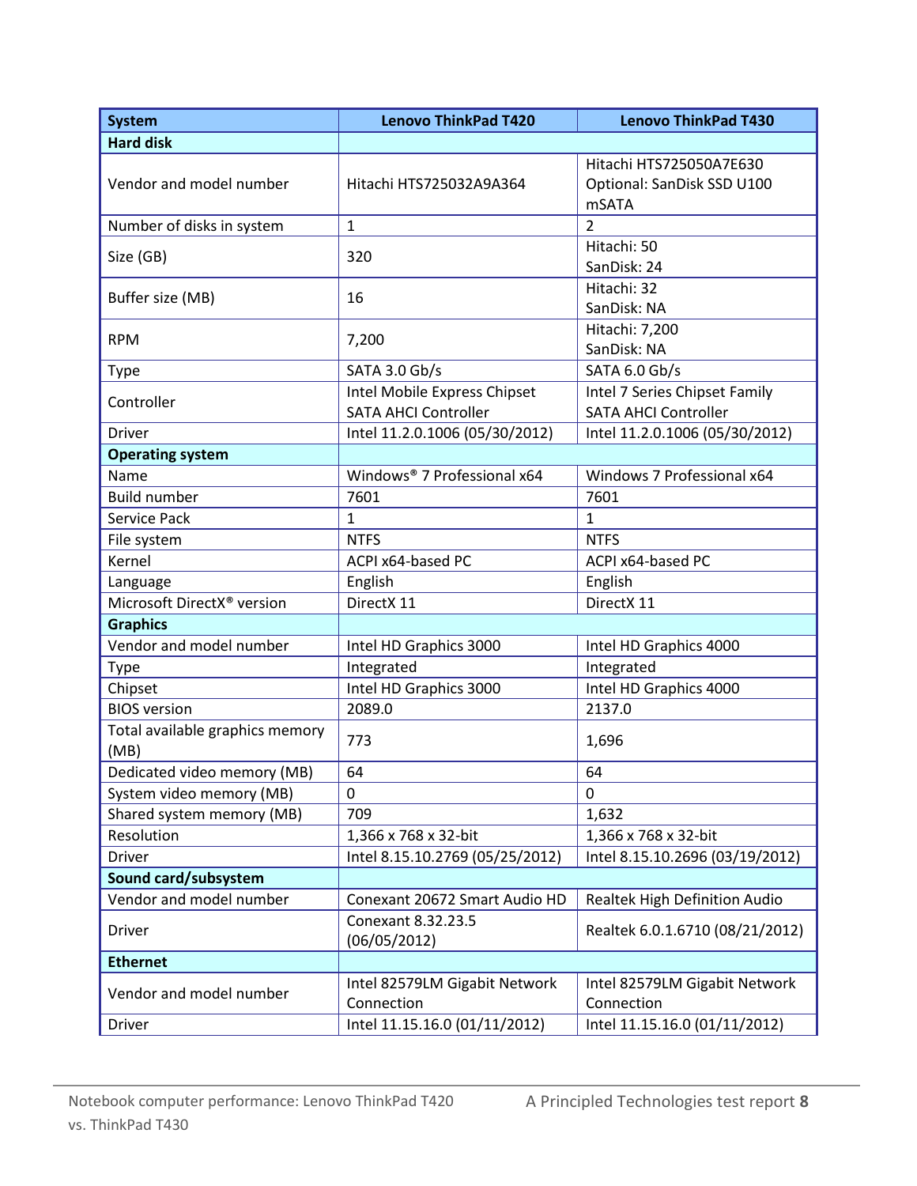| System | Lenovo ThinkPad T420 | Lenovo ThinkPad T430 |
|---|---|---|
| **Hard disk** | | |
| Vendor and model number | Hitachi HTS725032A9A364 | Hitachi HTS725050A7E630<br>Optional: SanDisk SSD U100 mSATA |
| Number of disks in system | 1 | 2 |
| Size (GB) | 320 | Hitachi: 50<br>SanDisk: 24 |
| Buffer size (MB) | 16 | Hitachi: 32<br>SanDisk: NA |
| RPM | 7,200 | Hitachi: 7,200<br>SanDisk: NA |
| Type | SATA 3.0 Gb/s | SATA 6.0 Gb/s |
| Controller | Intel Mobile Express Chipset SATA AHCI Controller | Intel 7 Series Chipset Family SATA AHCI Controller |
| Driver | Intel 11.2.0.1006 (05/30/2012) | Intel 11.2.0.1006 (05/30/2012) |
| **Operating system** | | |
| Name | Windows® 7 Professional x64 | Windows 7 Professional x64 |
| Build number | 7601 | 7601 |
| Service Pack | 1 | 1 |
| File system | NTFS | NTFS |
| Kernel | ACPI x64-based PC | ACPI x64-based PC |
| Language | English | English |
| Microsoft DirectX® version | DirectX 11 | DirectX 11 |
| **Graphics** | | |
| Vendor and model number | Intel HD Graphics 3000 | Intel HD Graphics 4000 |
| Type | Integrated | Integrated |
| Chipset | Intel HD Graphics 3000 | Intel HD Graphics 4000 |
| BIOS version | 2089.0 | 2137.0 |
| Total available graphics memory (MB) | 773 | 1,696 |
| Dedicated video memory (MB) | 64 | 64 |
| System video memory (MB) | 0 | 0 |
| Shared system memory (MB) | 709 | 1,632 |
| Resolution | 1,366 x 768 x 32-bit | 1,366 x 768 x 32-bit |
| Driver | Intel 8.15.10.2769 (05/25/2012) | Intel 8.15.10.2696 (03/19/2012) |
| **Sound card/subsystem** | | |
| Vendor and model number | Conexant 20672 Smart Audio HD | Realtek High Definition Audio |
| Driver | Conexant 8.32.23.5 (06/05/2012) | Realtek 6.0.1.6710 (08/21/2012) |
| **Ethernet** | | |
| Vendor and model number | Intel 82579LM Gigabit Network Connection | Intel 82579LM Gigabit Network Connection |
| Driver | Intel 11.15.16.0 (01/11/2012) | Intel 11.15.16.0 (01/11/2012) |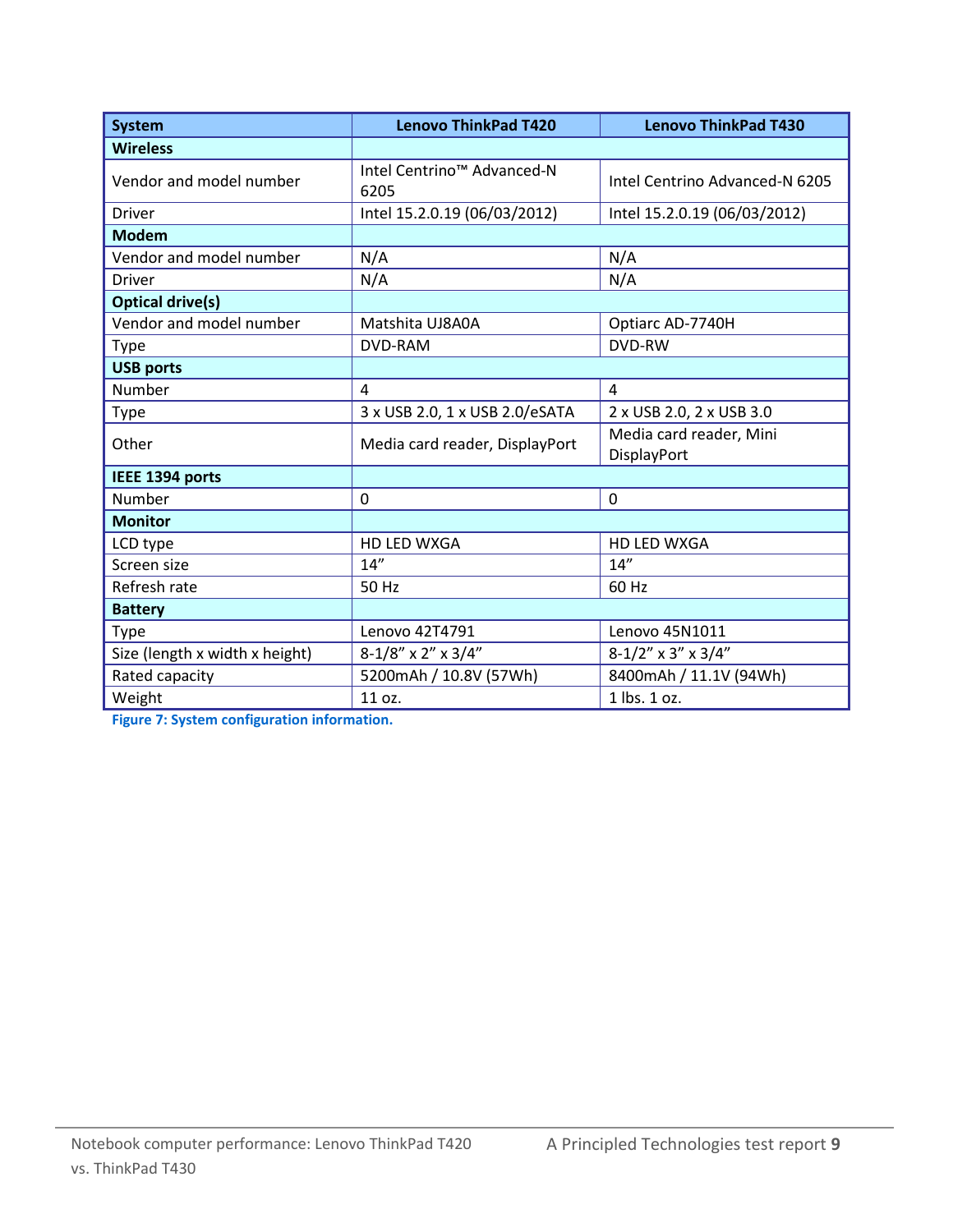| System | Lenovo ThinkPad T420 | Lenovo ThinkPad T430 |
|---|---|---|
| **Wireless** | | |
| Vendor and model number | Intel Centrino™ Advanced-N 6205 | Intel Centrino Advanced-N 6205 |
| Driver | Intel 15.2.0.19 (06/03/2012) | Intel 15.2.0.19 (06/03/2012) |
| **Modem** | | |
| Vendor and model number | N/A | N/A |
| Driver | N/A | N/A |
| **Optical drive(s)** | | |
| Vendor and model number | Matshita UJ8A0A | Optiarc AD-7740H |
| Type | DVD-RAM | DVD-RW |
| **USB ports** | | |
| Number | 4 | 4 |
| Type | 3 x USB 2.0, 1 x USB 2.0/eSATA | 2 x USB 2.0, 2 x USB 3.0 |
| Other | Media card reader, DisplayPort | Media card reader, Mini DisplayPort |
| **IEEE 1394 ports** | | |
| Number | 0 | 0 |
| **Monitor** | | |
| LCD type | HD LED WXGA | HD LED WXGA |
| Screen size | 14” | 14” |
| Refresh rate | 50 Hz | 60 Hz |
| **Battery** | | |
| Type | Lenovo 42T4791 | Lenovo 45N1011 |
| Size (length x width x height) | 8-1/8” x 2” x 3/4” | 8-1/2” x 3” x 3/4” |
| Rated capacity | 5200mAh / 10.8V (57Wh) | 8400mAh / 11.1V (94Wh) |
| Weight | 11 oz. | 1 lbs. 1 oz. |

**Figure 7: System configuration information.**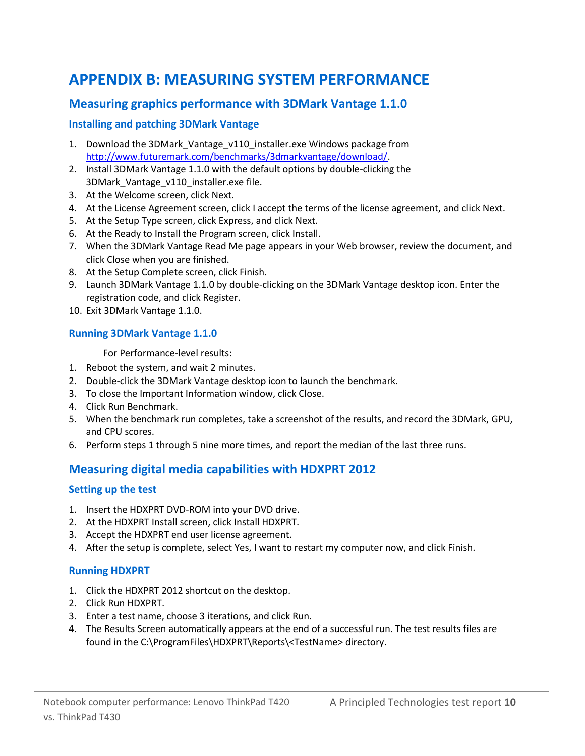# APPENDIX B: MEASURING SYSTEM PERFORMANCE

## Measuring graphics performance with 3DMark Vantage 1.1.0

### Installing and patching 3DMark Vantage

1. Download the 3DMark_Vantage_v110_installer.exe Windows package from http://www.futuremark.com/benchmarks/3dmarkvantage/download/.
2. Install 3DMark Vantage 1.1.0 with the default options by double-clicking the 3DMark_Vantage_v110_installer.exe file.
3. At the Welcome screen, click Next.
4. At the License Agreement screen, click I accept the terms of the license agreement, and click Next.
5. At the Setup Type screen, click Express, and click Next.
6. At the Ready to Install the Program screen, click Install.
7. When the 3DMark Vantage Read Me page appears in your Web browser, review the document, and click Close when you are finished.
8. At the Setup Complete screen, click Finish.
9. Launch 3DMark Vantage 1.1.0 by double-clicking on the 3DMark Vantage desktop icon. Enter the registration code, and click Register.
10. Exit 3DMark Vantage 1.1.0.

### Running 3DMark Vantage 1.1.0

For Performance-level results:

1. Reboot the system, and wait 2 minutes.
2. Double-click the 3DMark Vantage desktop icon to launch the benchmark.
3. To close the Important Information window, click Close.
4. Click Run Benchmark.
5. When the benchmark run completes, take a screenshot of the results, and record the 3DMark, GPU, and CPU scores.
6. Perform steps 1 through 5 nine more times, and report the median of the last three runs.

## Measuring digital media capabilities with HDXPRT 2012

### Setting up the test

1. Insert the HDXPRT DVD-ROM into your DVD drive.
2. At the HDXPRT Install screen, click Install HDXPRT.
3. Accept the HDXPRT end user license agreement.
4. After the setup is complete, select Yes, I want to restart my computer now, and click Finish.

### Running HDXPRT

1. Click the HDXPRT 2012 shortcut on the desktop.
2. Click Run HDXPRT.
3. Enter a test name, choose 3 iterations, and click Run.
4. The Results Screen automatically appears at the end of a successful run. The test results files are found in the C:\ProgramFiles\HDXPRT\Reports\<TestName> directory.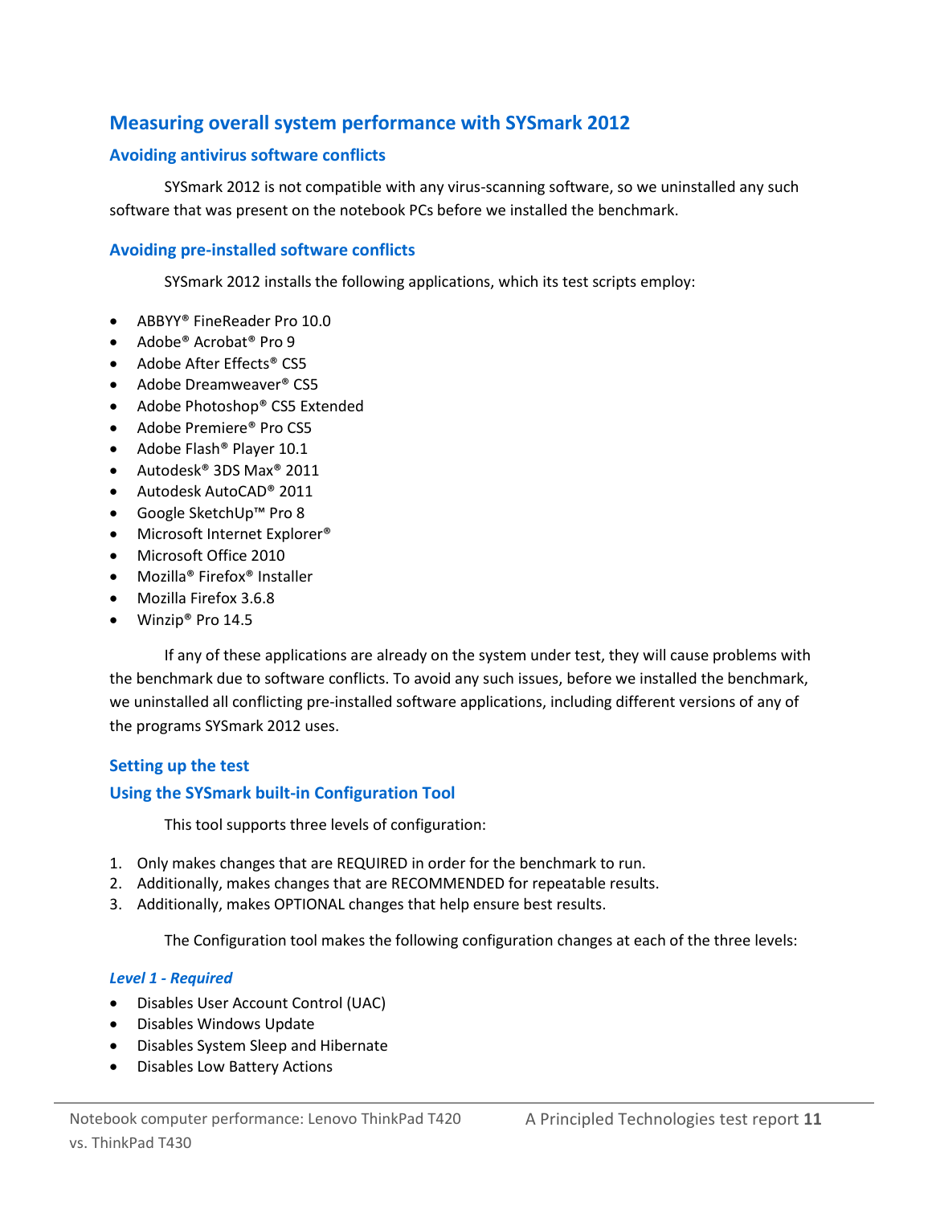## Measuring overall system performance with SYSmark 2012

### Avoiding antivirus software conflicts

SYSmark 2012 is not compatible with any virus-scanning software, so we uninstalled any such software that was present on the notebook PCs before we installed the benchmark.

### Avoiding pre-installed software conflicts

SYSmark 2012 installs the following applications, which its test scripts employ:

- ABBYY® FineReader Pro 10.0
- Adobe® Acrobat® Pro 9
- Adobe After Effects® CS5
- Adobe Dreamweaver® CS5
- Adobe Photoshop® CS5 Extended
- Adobe Premiere® Pro CS5
- Adobe Flash® Player 10.1
- Autodesk® 3DS Max® 2011
- Autodesk AutoCAD® 2011
- Google SketchUp™ Pro 8
- Microsoft Internet Explorer®
- Microsoft Office 2010
- Mozilla® Firefox® Installer
- Mozilla Firefox 3.6.8
- Winzip® Pro 14.5

If any of these applications are already on the system under test, they will cause problems with the benchmark due to software conflicts. To avoid any such issues, before we installed the benchmark, we uninstalled all conflicting pre-installed software applications, including different versions of any of the programs SYSmark 2012 uses.

### Setting up the test

### Using the SYSmark built-in Configuration Tool

This tool supports three levels of configuration:

1. Only makes changes that are REQUIRED in order for the benchmark to run.
2. Additionally, makes changes that are RECOMMENDED for repeatable results.
3. Additionally, makes OPTIONAL changes that help ensure best results.

The Configuration tool makes the following configuration changes at each of the three levels:

#### *Level 1 - Required*

- Disables User Account Control (UAC)
- Disables Windows Update
- Disables System Sleep and Hibernate
- Disables Low Battery Actions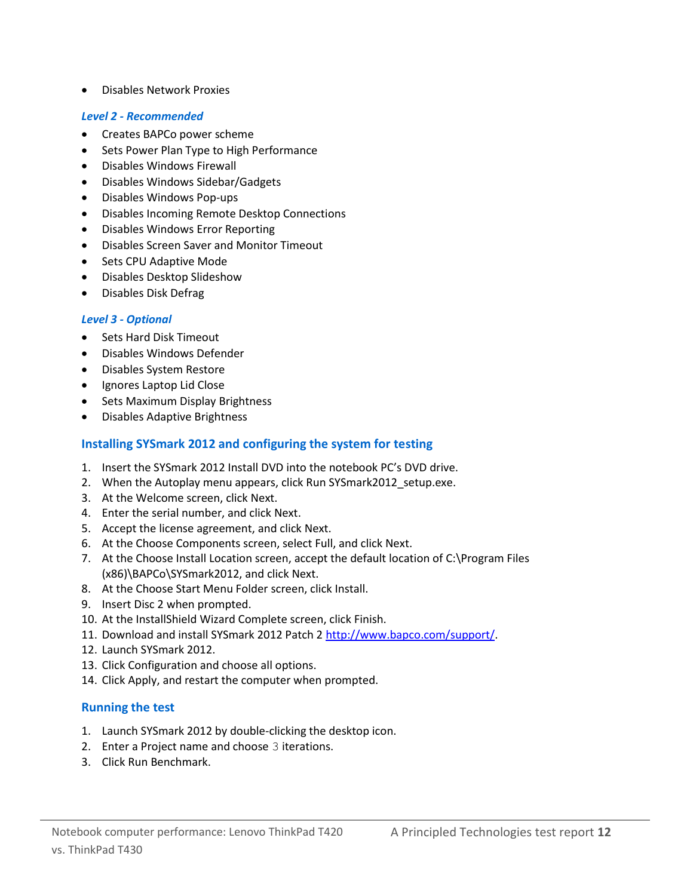- Disables Network Proxies

### *Level 2 - Recommended*

- Creates BAPCo power scheme
- Sets Power Plan Type to High Performance
- Disables Windows Firewall
- Disables Windows Sidebar/Gadgets
- Disables Windows Pop-ups
- Disables Incoming Remote Desktop Connections
- Disables Windows Error Reporting
- Disables Screen Saver and Monitor Timeout
- Sets CPU Adaptive Mode
- Disables Desktop Slideshow
- Disables Disk Defrag

### *Level 3 - Optional*

- Sets Hard Disk Timeout
- Disables Windows Defender
- Disables System Restore
- Ignores Laptop Lid Close
- Sets Maximum Display Brightness
- Disables Adaptive Brightness

## Installing SYSmark 2012 and configuring the system for testing

1. Insert the SYSmark 2012 Install DVD into the notebook PC's DVD drive.
2. When the Autoplay menu appears, click Run SYSmark2012_setup.exe.
3. At the Welcome screen, click Next.
4. Enter the serial number, and click Next.
5. Accept the license agreement, and click Next.
6. At the Choose Components screen, select Full, and click Next.
7. At the Choose Install Location screen, accept the default location of C:\Program Files (x86)\BAPCo\SYSmark2012, and click Next.
8. At the Choose Start Menu Folder screen, click Install.
9. Insert Disc 2 when prompted.
10. At the InstallShield Wizard Complete screen, click Finish.
11. Download and install SYSmark 2012 Patch 2 [http://www.bapco.com/support/](http://www.bapco.com/support/).
12. Launch SYSmark 2012.
13. Click Configuration and choose all options.
14. Click Apply, and restart the computer when prompted.

## Running the test

1. Launch SYSmark 2012 by double-clicking the desktop icon.
2. Enter a Project name and choose 3 iterations.
3. Click Run Benchmark.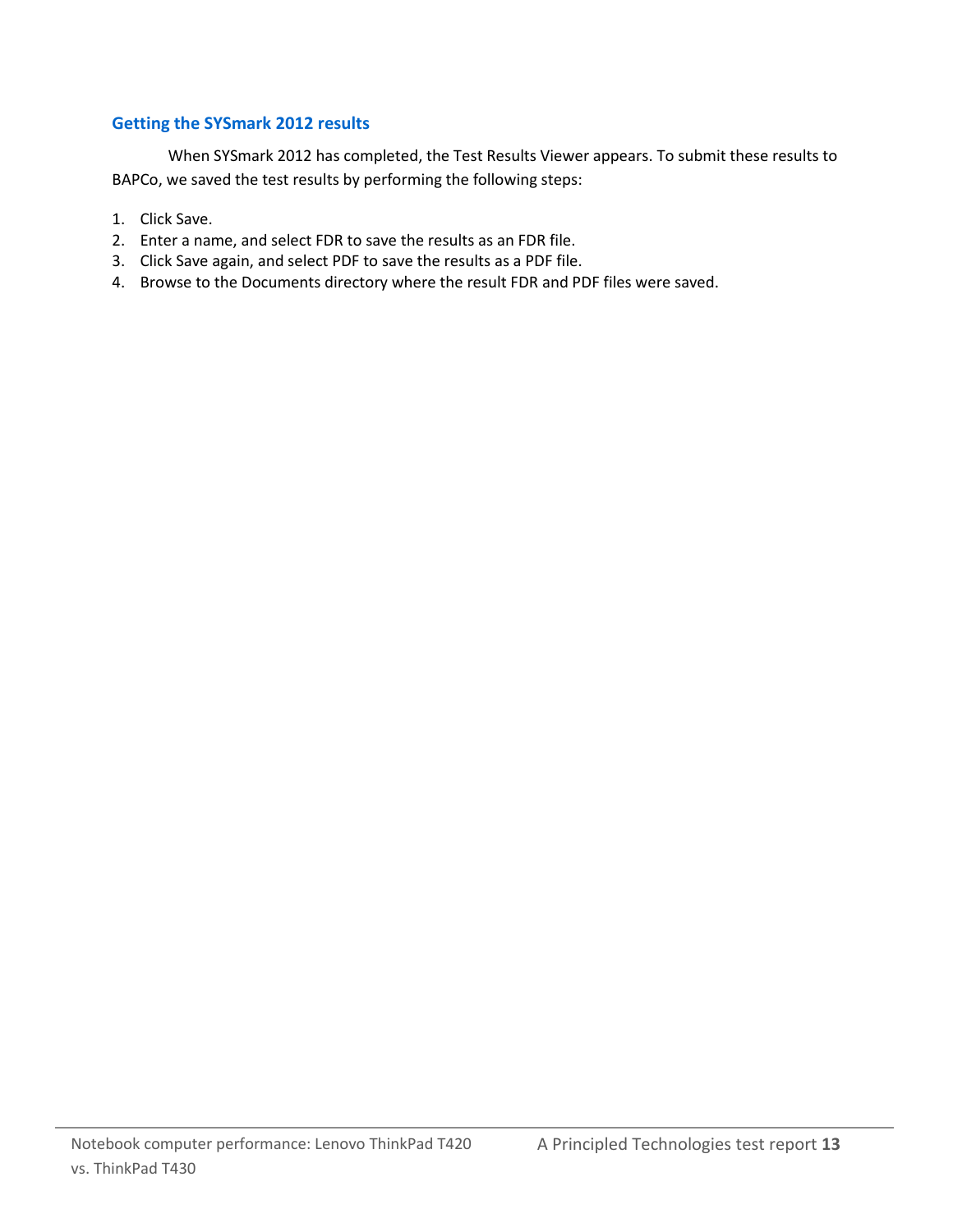### Getting the SYSmark 2012 results

When SYSmark 2012 has completed, the Test Results Viewer appears. To submit these results to BAPCo, we saved the test results by performing the following steps:

1. Click Save.
2. Enter a name, and select FDR to save the results as an FDR file.
3. Click Save again, and select PDF to save the results as a PDF file.
4. Browse to the Documents directory where the result FDR and PDF files were saved.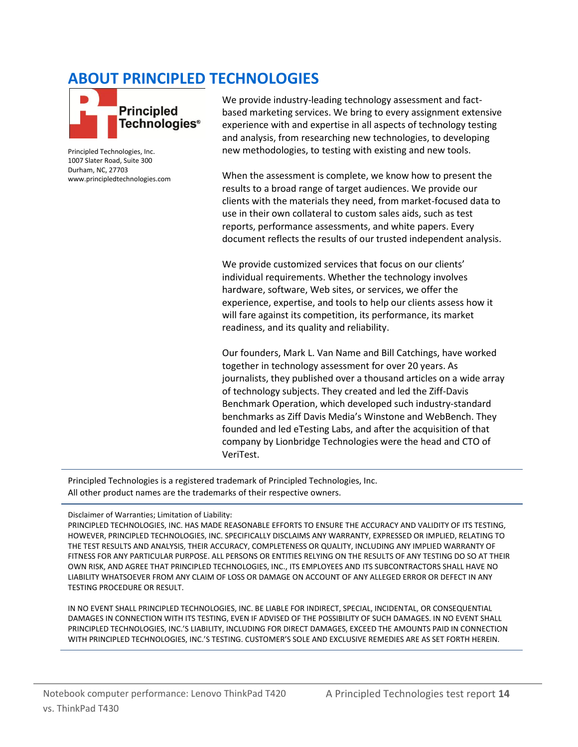# ABOUT PRINCIPLED TECHNOLOGIES

Principled Technologies, Inc.
1007 Slater Road, Suite 300
Durham, NC, 27703
www.principledtechnologies.com

We provide industry-leading technology assessment and fact-based marketing services. We bring to every assignment extensive experience with and expertise in all aspects of technology testing and analysis, from researching new technologies, to developing new methodologies, to testing with existing and new tools.

When the assessment is complete, we know how to present the results to a broad range of target audiences. We provide our clients with the materials they need, from market-focused data to use in their own collateral to custom sales aids, such as test reports, performance assessments, and white papers. Every document reflects the results of our trusted independent analysis.

We provide customized services that focus on our clients' individual requirements. Whether the technology involves hardware, software, Web sites, or services, we offer the experience, expertise, and tools to help our clients assess how it will fare against its competition, its performance, its market readiness, and its quality and reliability.

Our founders, Mark L. Van Name and Bill Catchings, have worked together in technology assessment for over 20 years. As journalists, they published over a thousand articles on a wide array of technology subjects. They created and led the Ziff-Davis Benchmark Operation, which developed such industry-standard benchmarks as Ziff Davis Media's Winstone and WebBench. They founded and led eTesting Labs, and after the acquisition of that company by Lionbridge Technologies were the head and CTO of VeriTest.

Principled Technologies is a registered trademark of Principled Technologies, Inc.
All other product names are the trademarks of their respective owners.

Disclaimer of Warranties; Limitation of Liability:
PRINCIPLED TECHNOLOGIES, INC. HAS MADE REASONABLE EFFORTS TO ENSURE THE ACCURACY AND VALIDITY OF ITS TESTING, HOWEVER, PRINCIPLED TECHNOLOGIES, INC. SPECIFICALLY DISCLAIMS ANY WARRANTY, EXPRESSED OR IMPLIED, RELATING TO THE TEST RESULTS AND ANALYSIS, THEIR ACCURACY, COMPLETENESS OR QUALITY, INCLUDING ANY IMPLIED WARRANTY OF FITNESS FOR ANY PARTICULAR PURPOSE. ALL PERSONS OR ENTITIES RELYING ON THE RESULTS OF ANY TESTING DO SO AT THEIR OWN RISK, AND AGREE THAT PRINCIPLED TECHNOLOGIES, INC., ITS EMPLOYEES AND ITS SUBCONTRACTORS SHALL HAVE NO LIABILITY WHATSOEVER FROM ANY CLAIM OF LOSS OR DAMAGE ON ACCOUNT OF ANY ALLEGED ERROR OR DEFECT IN ANY TESTING PROCEDURE OR RESULT.

IN NO EVENT SHALL PRINCIPLED TECHNOLOGIES, INC. BE LIABLE FOR INDIRECT, SPECIAL, INCIDENTAL, OR CONSEQUENTIAL DAMAGES IN CONNECTION WITH ITS TESTING, EVEN IF ADVISED OF THE POSSIBILITY OF SUCH DAMAGES. IN NO EVENT SHALL PRINCIPLED TECHNOLOGIES, INC.'S LIABILITY, INCLUDING FOR DIRECT DAMAGES, EXCEED THE AMOUNTS PAID IN CONNECTION WITH PRINCIPLED TECHNOLOGIES, INC.'S TESTING. CUSTOMER'S SOLE AND EXCLUSIVE REMEDIES ARE AS SET FORTH HEREIN.